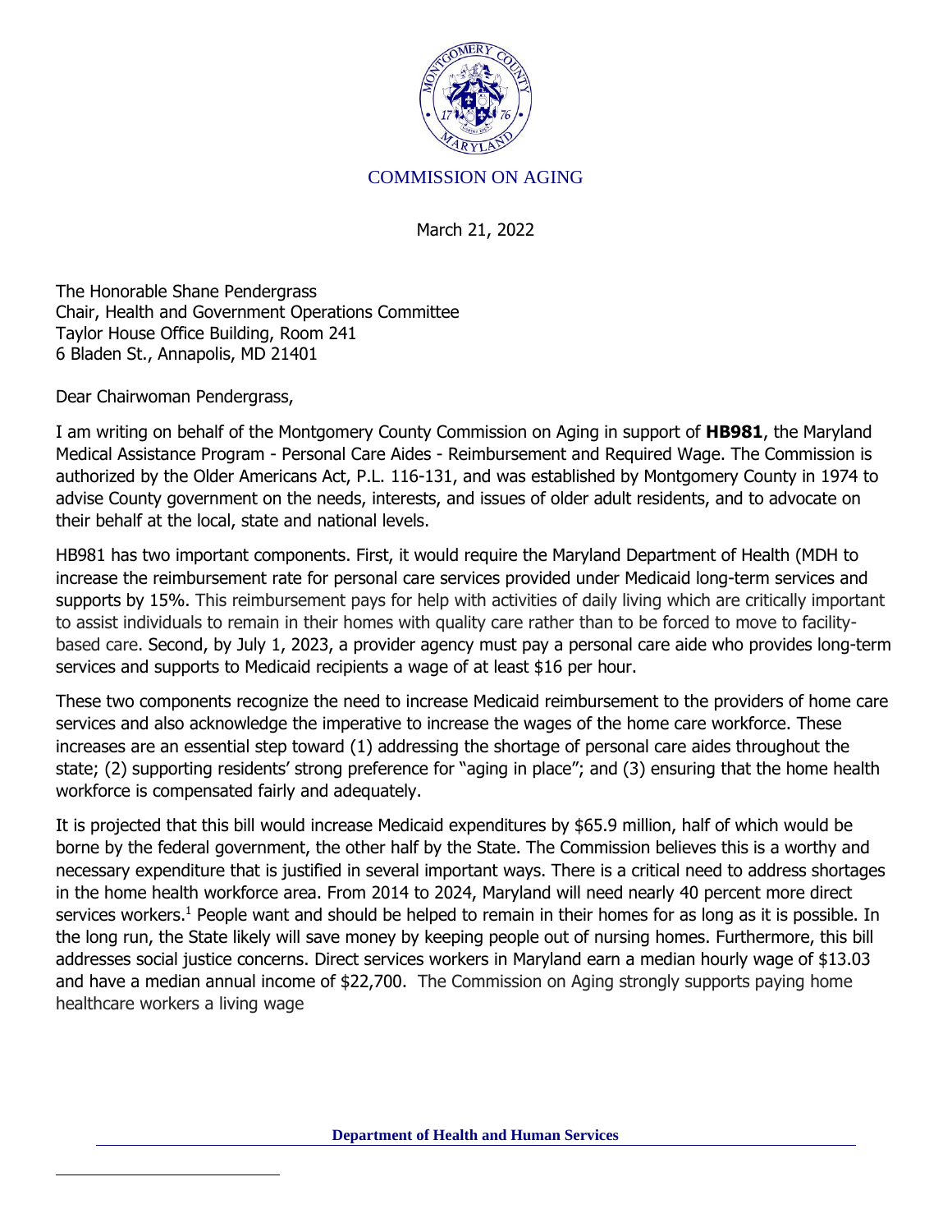COMMISSION ON AGING

March 21, 2022

The Honorable Shane Pendergrass
Chair, Health and Government Operations Committee
Taylor House Office Building, Room 241
6 Bladen St., Annapolis, MD 21401

Dear Chairwoman Pendergrass,

I am writing on behalf of the Montgomery County Commission on Aging in support of **HB981**, the Maryland Medical Assistance Program - Personal Care Aides - Reimbursement and Required Wage. The Commission is authorized by the Older Americans Act, P.L. 116-131, and was established by Montgomery County in 1974 to advise County government on the needs, interests, and issues of older adult residents, and to advocate on their behalf at the local, state and national levels.

HB981 has two important components. First, it would require the Maryland Department of Health (MDH to increase the reimbursement rate for personal care services provided under Medicaid long-term services and supports by 15%. This reimbursement pays for help with activities of daily living which are critically important to assist individuals to remain in their homes with quality care rather than to be forced to move to facility-based care. Second, by July 1, 2023, a provider agency must pay a personal care aide who provides long-term services and supports to Medicaid recipients a wage of at least $16 per hour.

These two components recognize the need to increase Medicaid reimbursement to the providers of home care services and also acknowledge the imperative to increase the wages of the home care workforce. These increases are an essential step toward (1) addressing the shortage of personal care aides throughout the state; (2) supporting residents' strong preference for "aging in place"; and (3) ensuring that the home health workforce is compensated fairly and adequately.

It is projected that this bill would increase Medicaid expenditures by $65.9 million, half of which would be borne by the federal government, the other half by the State. The Commission believes this is a worthy and necessary expenditure that is justified in several important ways. There is a critical need to address shortages in the home health workforce area. From 2014 to 2024, Maryland will need nearly 40 percent more direct services workers.[1] People want and should be helped to remain in their homes for as long as it is possible. In the long run, the State likely will save money by keeping people out of nursing homes. Furthermore, this bill addresses social justice concerns. Direct services workers in Maryland earn a median hourly wage of $13.03 and have a median annual income of $22,700. The Commission on Aging strongly supports paying home healthcare workers a living wage

Department of Health and Human Services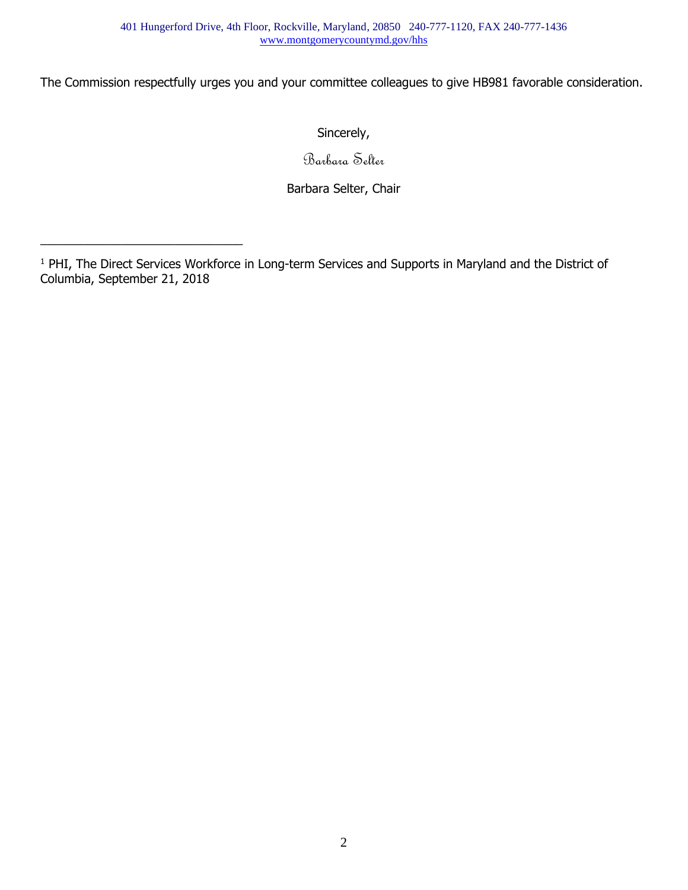401 Hungerford Drive, 4th Floor, Rockville, Maryland, 20850 240-777-1120, FAX 240-777-1436
www.montgomerycountymd.gov/hhs

The Commission respectfully urges you and your committee colleagues to give HB981 favorable consideration.

Sincerely,

Barbara Selter

Barbara Selter, Chair

---

[1] PHI, The Direct Services Workforce in Long-term Services and Supports in Maryland and the District of Columbia, September 21, 2018